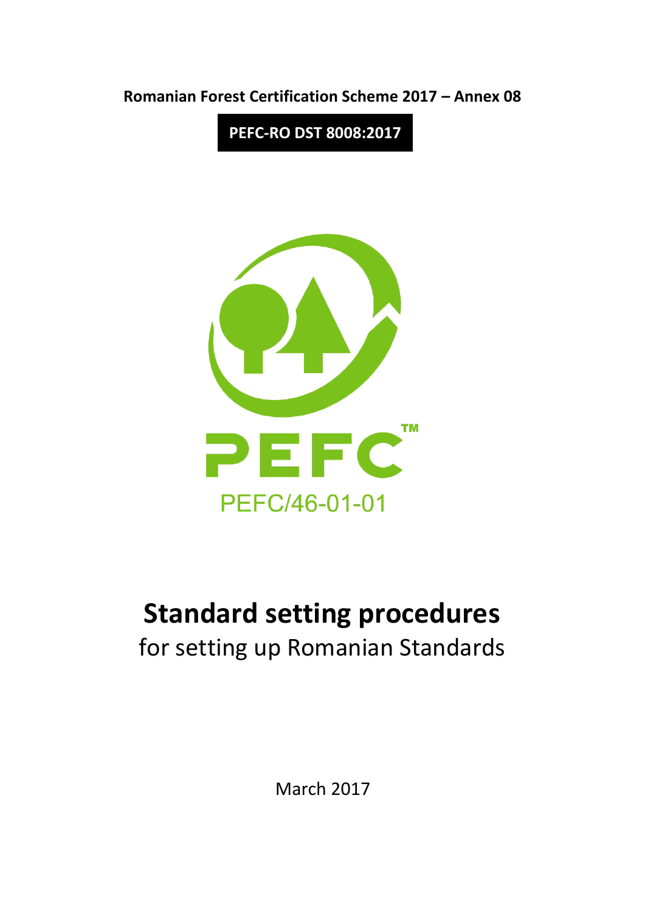**Romanian Forest Certification Scheme 2017 – Annex 08**

**PEFC-RO DST 8008:2017**

PEFC™

PEFC/46-01-01

# Standard setting procedures

for setting up Romanian Standards

March 2017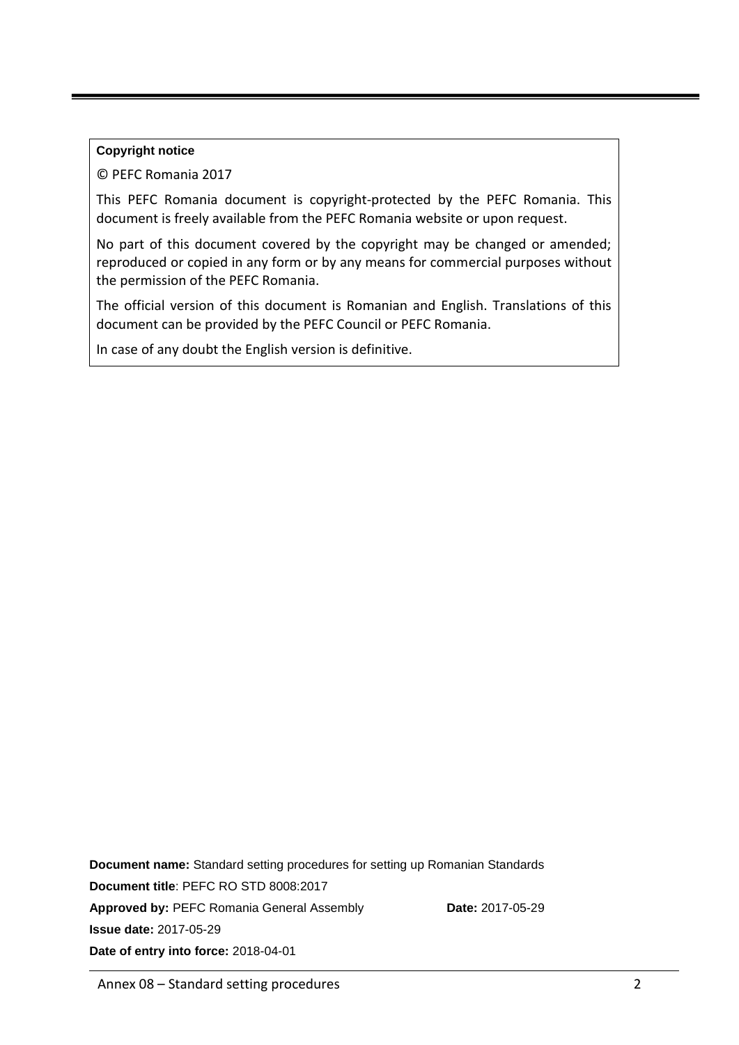**Copyright notice**

© PEFC Romania 2017

This PEFC Romania document is copyright-protected by the PEFC Romania. This document is freely available from the PEFC Romania website or upon request.

No part of this document covered by the copyright may be changed or amended; reproduced or copied in any form or by any means for commercial purposes without the permission of the PEFC Romania.

The official version of this document is Romanian and English. Translations of this document can be provided by the PEFC Council or PEFC Romania.

In case of any doubt the English version is definitive.

**Document name:** Standard setting procedures for setting up Romanian Standards

**Document title**: PEFC RO STD 8008:2017

**Approved by:** PEFC Romania General Assembly **Date:** 2017-05-29

**Issue date:** 2017-05-29

**Date of entry into force:** 2018-04-01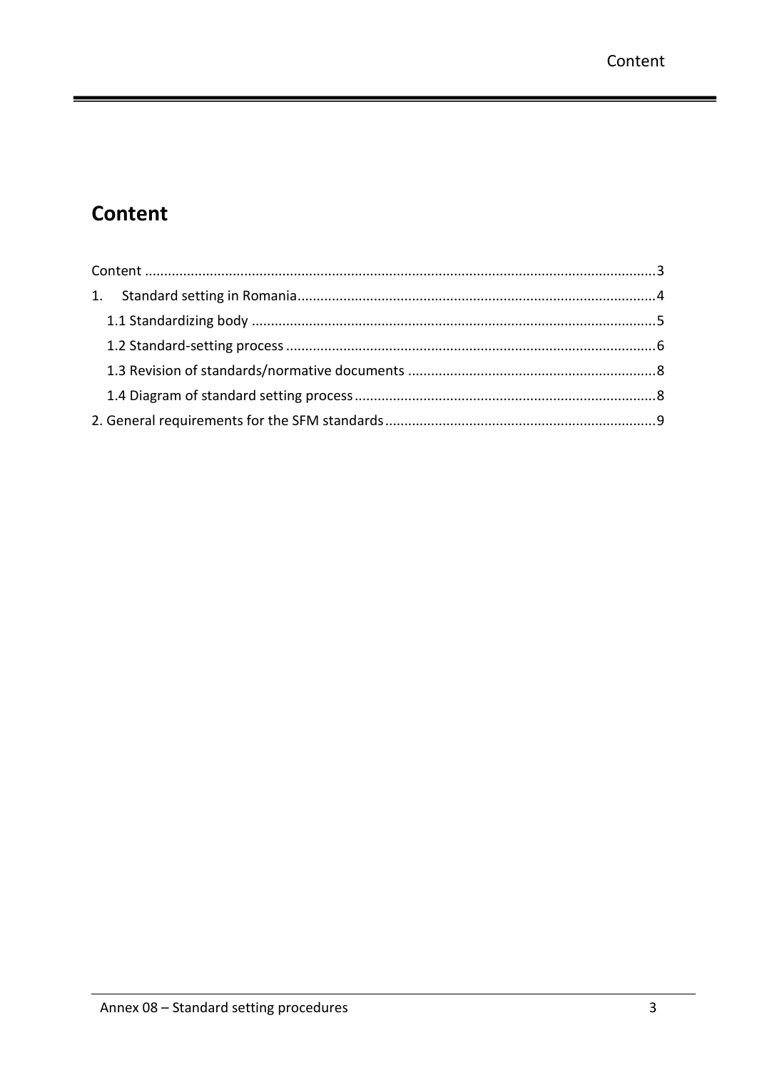# Content

Content ....................................................................................................................................3

1. Standard setting in Romania.............................................................................................4

  1.1 Standardizing body .........................................................................................................5

  1.2 Standard-setting process .................................................................................................6

  1.3 Revision of standards/normative documents .................................................................8

  1.4 Diagram of standard setting process...............................................................................8

2. General requirements for the SFM standards......................................................................9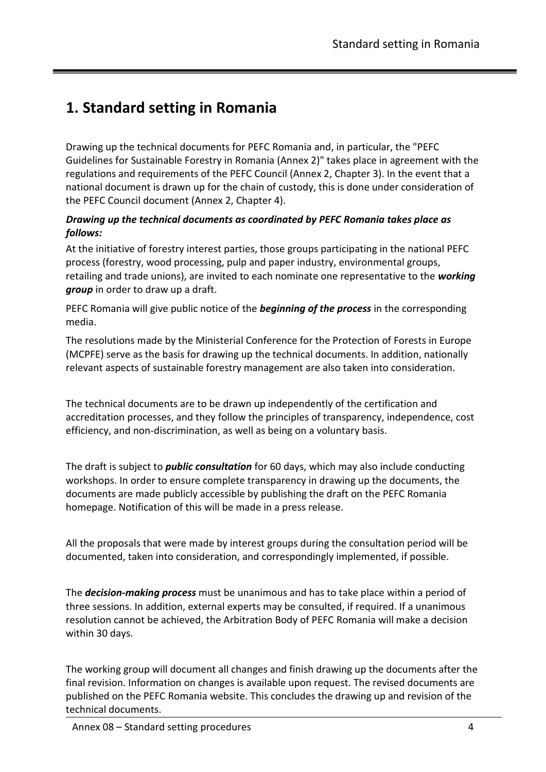# 1. Standard setting in Romania

Drawing up the technical documents for PEFC Romania and, in particular, the "PEFC Guidelines for Sustainable Forestry in Romania (Annex 2)" takes place in agreement with the regulations and requirements of the PEFC Council (Annex 2, Chapter 3). In the event that a national document is drawn up for the chain of custody, this is done under consideration of the PEFC Council document (Annex 2, Chapter 4).

***Drawing up the technical documents as coordinated by PEFC Romania takes place as follows:***

At the initiative of forestry interest parties, those groups participating in the national PEFC process (forestry, wood processing, pulp and paper industry, environmental groups, retailing and trade unions), are invited to each nominate one representative to the ***working group*** in order to draw up a draft.

PEFC Romania will give public notice of the ***beginning of the process*** in the corresponding media.

The resolutions made by the Ministerial Conference for the Protection of Forests in Europe (MCPFE) serve as the basis for drawing up the technical documents. In addition, nationally relevant aspects of sustainable forestry management are also taken into consideration.

The technical documents are to be drawn up independently of the certification and accreditation processes, and they follow the principles of transparency, independence, cost efficiency, and non-discrimination, as well as being on a voluntary basis.

The draft is subject to ***public consultation*** for 60 days, which may also include conducting workshops. In order to ensure complete transparency in drawing up the documents, the documents are made publicly accessible by publishing the draft on the PEFC Romania homepage. Notification of this will be made in a press release.

All the proposals that were made by interest groups during the consultation period will be documented, taken into consideration, and correspondingly implemented, if possible.

The ***decision-making process*** must be unanimous and has to take place within a period of three sessions. In addition, external experts may be consulted, if required. If a unanimous resolution cannot be achieved, the Arbitration Body of PEFC Romania will make a decision within 30 days.

The working group will document all changes and finish drawing up the documents after the final revision. Information on changes is available upon request. The revised documents are published on the PEFC Romania website. This concludes the drawing up and revision of the technical documents.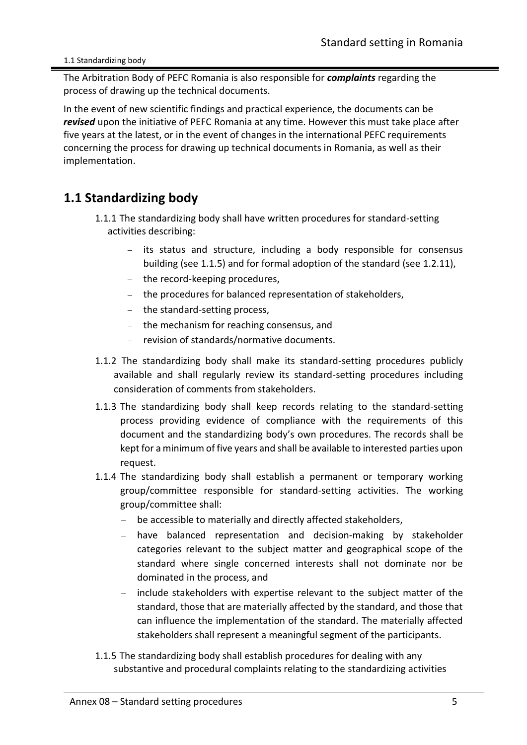The Arbitration Body of PEFC Romania is also responsible for ***complaints*** regarding the process of drawing up the technical documents.

In the event of new scientific findings and practical experience, the documents can be ***revised*** upon the initiative of PEFC Romania at any time. However this must take place after five years at the latest, or in the event of changes in the international PEFC requirements concerning the process for drawing up technical documents in Romania, as well as their implementation.

## 1.1 Standardizing body

1.1.1 The standardizing body shall have written procedures for standard-setting activities describing:

- its status and structure, including a body responsible for consensus building (see 1.1.5) and for formal adoption of the standard (see 1.2.11),
- the record-keeping procedures,
- the procedures for balanced representation of stakeholders,
- the standard-setting process,
- the mechanism for reaching consensus, and
- revision of standards/normative documents.

1.1.2 The standardizing body shall make its standard-setting procedures publicly available and shall regularly review its standard-setting procedures including consideration of comments from stakeholders.

1.1.3 The standardizing body shall keep records relating to the standard-setting process providing evidence of compliance with the requirements of this document and the standardizing body's own procedures. The records shall be kept for a minimum of five years and shall be available to interested parties upon request.

1.1.4 The standardizing body shall establish a permanent or temporary working group/committee responsible for standard-setting activities. The working group/committee shall:

- be accessible to materially and directly affected stakeholders,
- have balanced representation and decision-making by stakeholder categories relevant to the subject matter and geographical scope of the standard where single concerned interests shall not dominate nor be dominated in the process, and
- include stakeholders with expertise relevant to the subject matter of the standard, those that are materially affected by the standard, and those that can influence the implementation of the standard. The materially affected stakeholders shall represent a meaningful segment of the participants.

1.1.5 The standardizing body shall establish procedures for dealing with any substantive and procedural complaints relating to the standardizing activities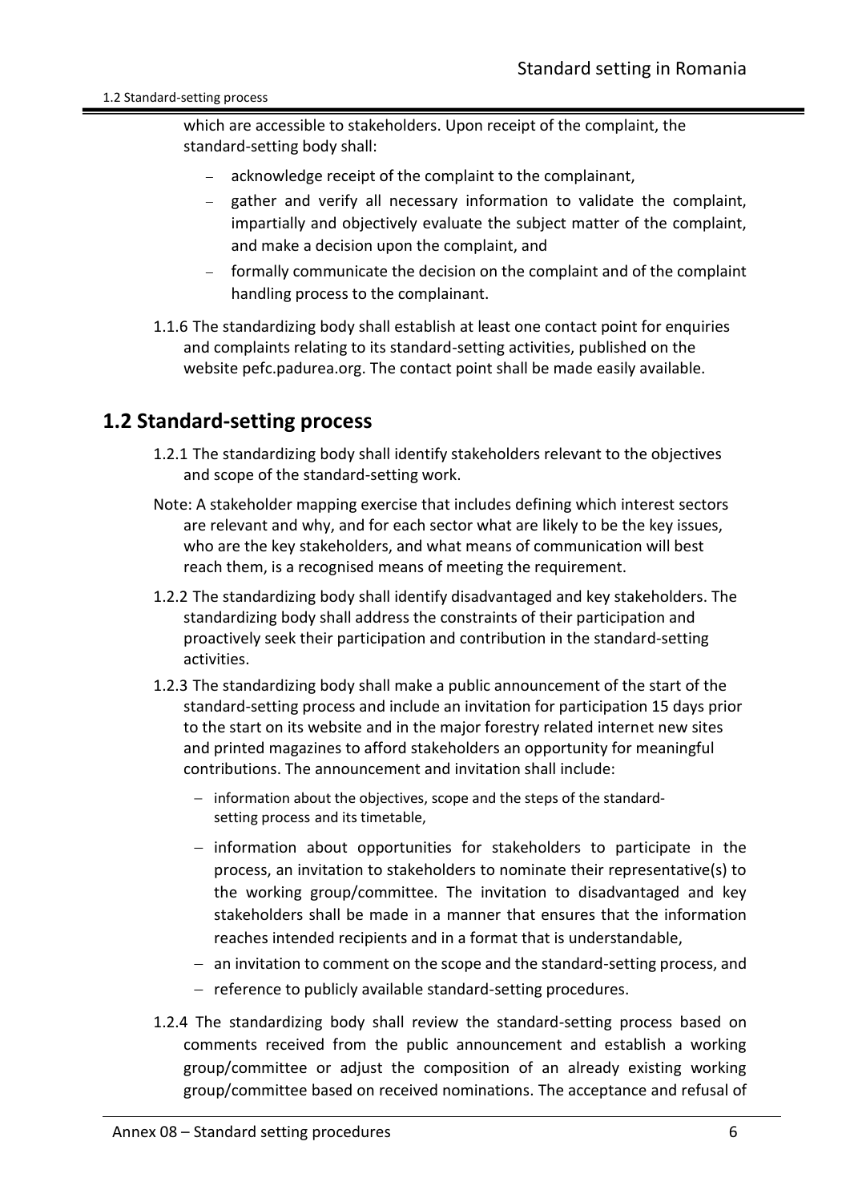which are accessible to stakeholders. Upon receipt of the complaint, the standard-setting body shall:

- acknowledge receipt of the complaint to the complainant,
- gather and verify all necessary information to validate the complaint, impartially and objectively evaluate the subject matter of the complaint, and make a decision upon the complaint, and
- formally communicate the decision on the complaint and of the complaint handling process to the complainant.

1.1.6 The standardizing body shall establish at least one contact point for enquiries and complaints relating to its standard-setting activities, published on the website pefc.padurea.org. The contact point shall be made easily available.

## 1.2 Standard-setting process

1.2.1 The standardizing body shall identify stakeholders relevant to the objectives and scope of the standard-setting work.

Note: A stakeholder mapping exercise that includes defining which interest sectors are relevant and why, and for each sector what are likely to be the key issues, who are the key stakeholders, and what means of communication will best reach them, is a recognised means of meeting the requirement.

1.2.2 The standardizing body shall identify disadvantaged and key stakeholders. The standardizing body shall address the constraints of their participation and proactively seek their participation and contribution in the standard-setting activities.

1.2.3 The standardizing body shall make a public announcement of the start of the standard-setting process and include an invitation for participation 15 days prior to the start on its website and in the major forestry related internet new sites and printed magazines to afford stakeholders an opportunity for meaningful contributions. The announcement and invitation shall include:

- information about the objectives, scope and the steps of the standard-setting process and its timetable,
- information about opportunities for stakeholders to participate in the process, an invitation to stakeholders to nominate their representative(s) to the working group/committee. The invitation to disadvantaged and key stakeholders shall be made in a manner that ensures that the information reaches intended recipients and in a format that is understandable,
- an invitation to comment on the scope and the standard-setting process, and
- reference to publicly available standard-setting procedures.

1.2.4 The standardizing body shall review the standard-setting process based on comments received from the public announcement and establish a working group/committee or adjust the composition of an already existing working group/committee based on received nominations. The acceptance and refusal of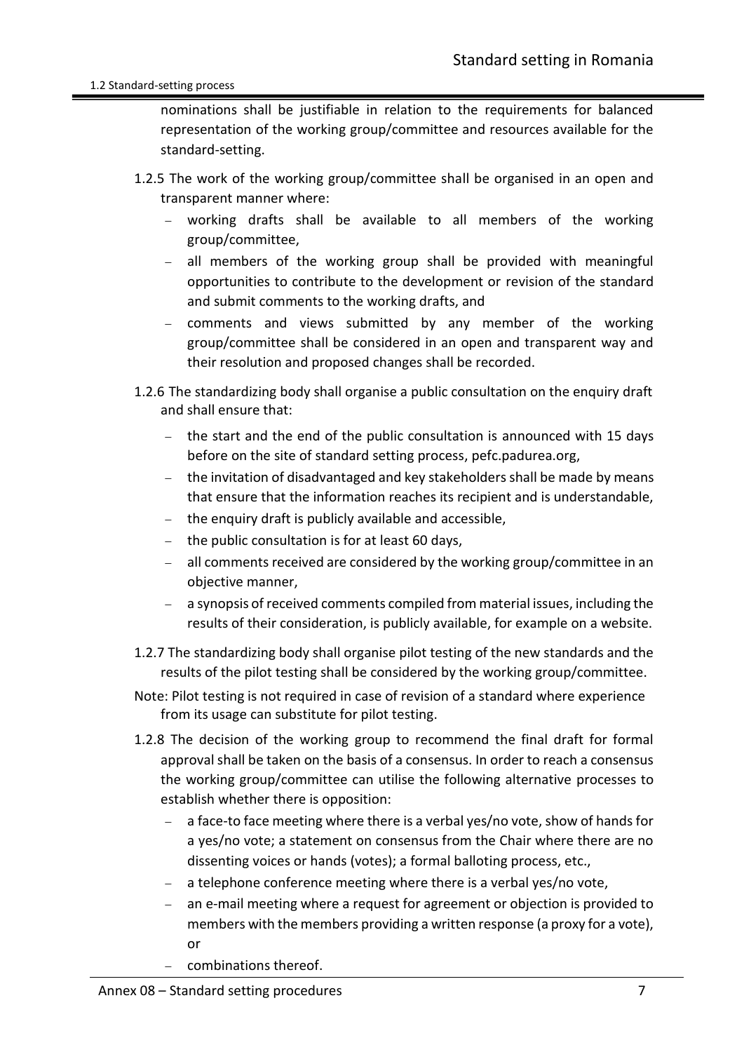nominations shall be justifiable in relation to the requirements for balanced representation of the working group/committee and resources available for the standard-setting.

1.2.5 The work of the working group/committee shall be organised in an open and transparent manner where:

- working drafts shall be available to all members of the working group/committee,
- all members of the working group shall be provided with meaningful opportunities to contribute to the development or revision of the standard and submit comments to the working drafts, and
- comments and views submitted by any member of the working group/committee shall be considered in an open and transparent way and their resolution and proposed changes shall be recorded.

1.2.6 The standardizing body shall organise a public consultation on the enquiry draft and shall ensure that:

- the start and the end of the public consultation is announced with 15 days before on the site of standard setting process, pefc.padurea.org,
- the invitation of disadvantaged and key stakeholders shall be made by means that ensure that the information reaches its recipient and is understandable,
- the enquiry draft is publicly available and accessible,
- the public consultation is for at least 60 days,
- all comments received are considered by the working group/committee in an objective manner,
- a synopsis of received comments compiled from material issues, including the results of their consideration, is publicly available, for example on a website.

1.2.7 The standardizing body shall organise pilot testing of the new standards and the results of the pilot testing shall be considered by the working group/committee.

Note: Pilot testing is not required in case of revision of a standard where experience from its usage can substitute for pilot testing.

1.2.8 The decision of the working group to recommend the final draft for formal approval shall be taken on the basis of a consensus. In order to reach a consensus the working group/committee can utilise the following alternative processes to establish whether there is opposition:

- a face-to face meeting where there is a verbal yes/no vote, show of hands for a yes/no vote; a statement on consensus from the Chair where there are no dissenting voices or hands (votes); a formal balloting process, etc.,
- a telephone conference meeting where there is a verbal yes/no vote,
- an e-mail meeting where a request for agreement or objection is provided to members with the members providing a written response (a proxy for a vote), or
- combinations thereof.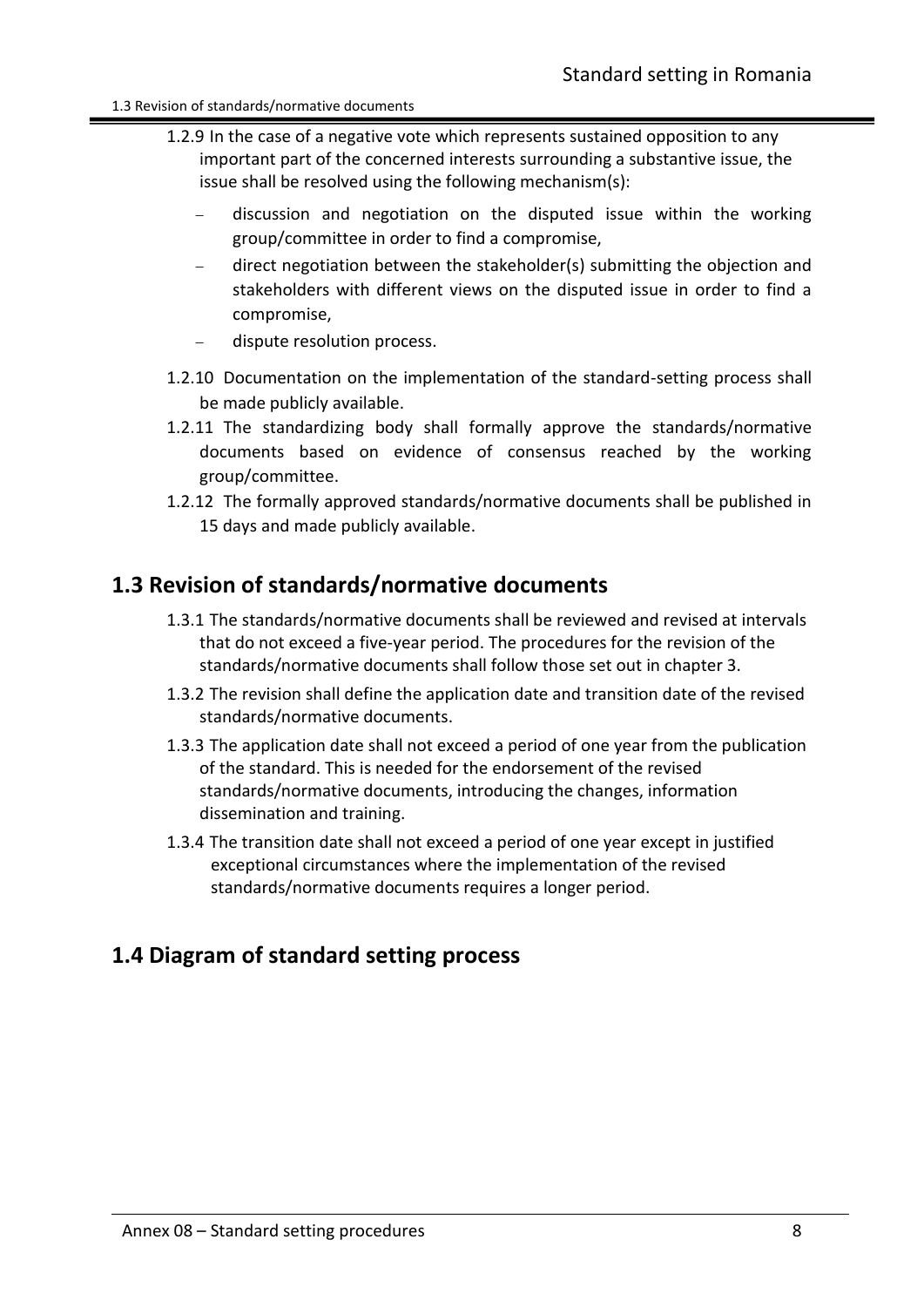1.2.9 In the case of a negative vote which represents sustained opposition to any important part of the concerned interests surrounding a substantive issue, the issue shall be resolved using the following mechanism(s):

- discussion and negotiation on the disputed issue within the working group/committee in order to find a compromise,
- direct negotiation between the stakeholder(s) submitting the objection and stakeholders with different views on the disputed issue in order to find a compromise,
- dispute resolution process.

1.2.10 Documentation on the implementation of the standard-setting process shall be made publicly available.

1.2.11 The standardizing body shall formally approve the standards/normative documents based on evidence of consensus reached by the working group/committee.

1.2.12 The formally approved standards/normative documents shall be published in 15 days and made publicly available.

## 1.3 Revision of standards/normative documents

1.3.1 The standards/normative documents shall be reviewed and revised at intervals that do not exceed a five-year period. The procedures for the revision of the standards/normative documents shall follow those set out in chapter 3.

1.3.2 The revision shall define the application date and transition date of the revised standards/normative documents.

1.3.3 The application date shall not exceed a period of one year from the publication of the standard. This is needed for the endorsement of the revised standards/normative documents, introducing the changes, information dissemination and training.

1.3.4 The transition date shall not exceed a period of one year except in justified exceptional circumstances where the implementation of the revised standards/normative documents requires a longer period.

## 1.4 Diagram of standard setting process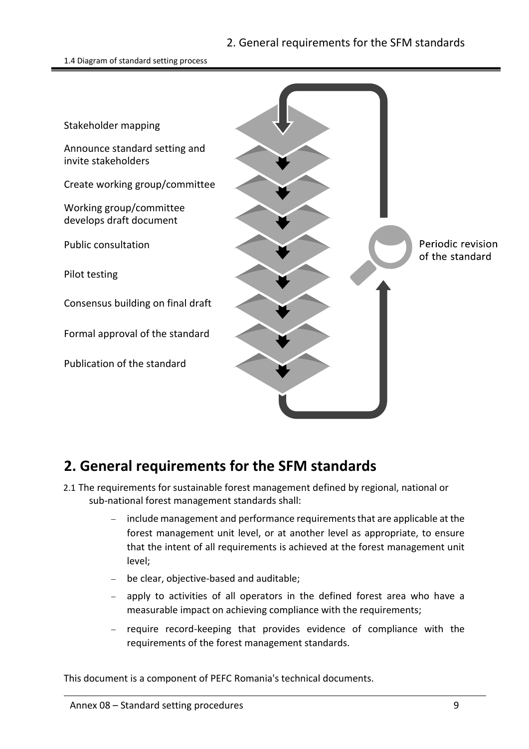Stakeholder mapping

Announce standard setting and invite stakeholders

Create working group/committee

Working group/committee develops draft document

Public consultation

Pilot testing

Consensus building on final draft

Formal approval of the standard

Publication of the standard

Periodic revision of the standard

## 2. General requirements for the SFM standards

2.1 The requirements for sustainable forest management defined by regional, national or sub-national forest management standards shall:

- include management and performance requirements that are applicable at the forest management unit level, or at another level as appropriate, to ensure that the intent of all requirements is achieved at the forest management unit level;
- be clear, objective-based and auditable;
- apply to activities of all operators in the defined forest area who have a measurable impact on achieving compliance with the requirements;
- require record-keeping that provides evidence of compliance with the requirements of the forest management standards.

This document is a component of PEFC Romania's technical documents.